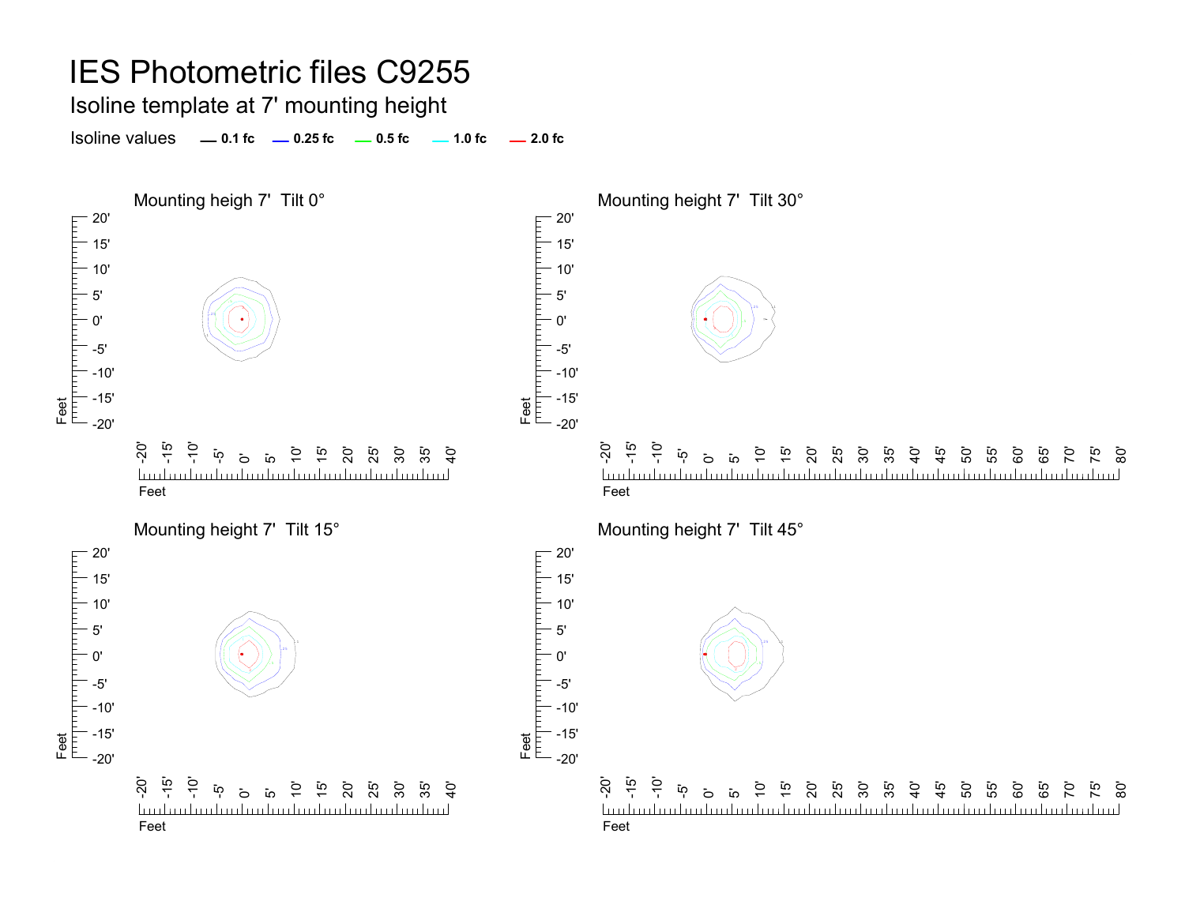# IES Photometric files C9255

## Isoline template at 7' mounting height

Isoline values — 0.1 fc — 0.25 fc — 0.5 fc — 1.0 fc — 2.0 fc

Mounting heigh 7' Tilt 0°

Mounting height 7' Tilt 30°

Mounting height 7' Tilt 15°

Mounting height 7' Tilt 45°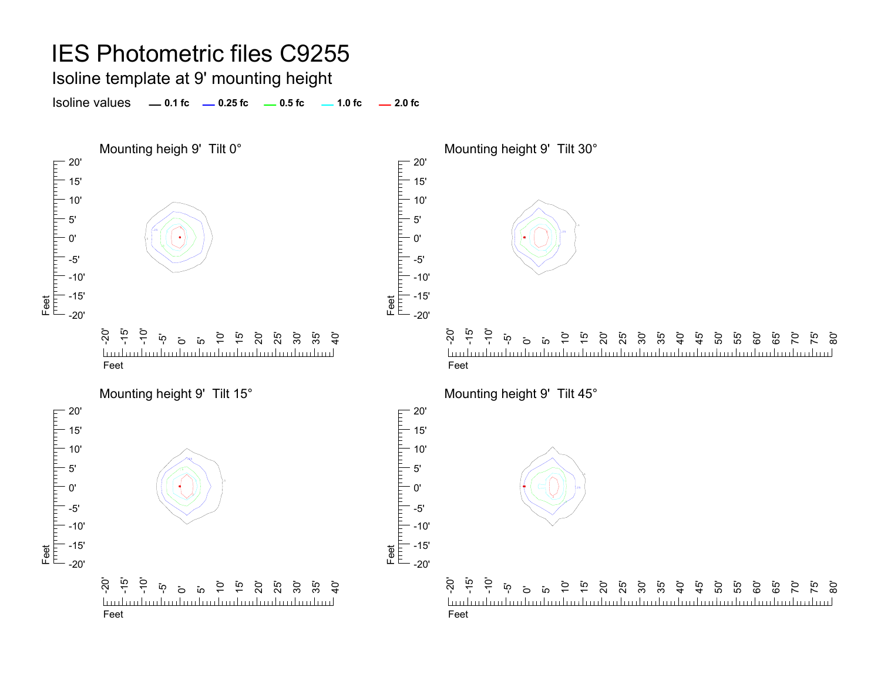# IES Photometric files C9255

## Isoline template at 9' mounting height

Isoline values — 0.1 fc — 0.25 fc — 0.5 fc — 1.0 fc — 2.0 fc

### Mounting heigh 9'  Tilt 0°

### Mounting height 9'  Tilt 30°

### Mounting height 9'  Tilt 15°

### Mounting height 9'  Tilt 45°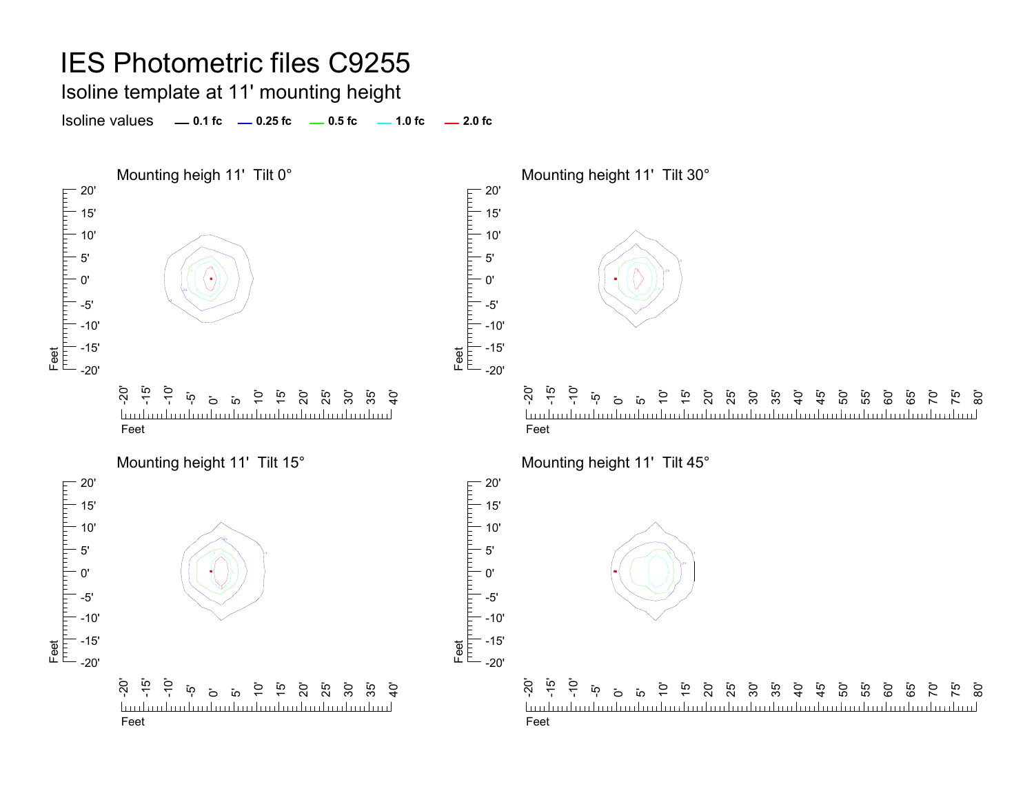# IES Photometric files C9255

## Isoline template at 11' mounting height

Isoline values — 0.1 fc — 0.25 fc — 0.5 fc — 1.0 fc — 2.0 fc

### Mounting heigh 11' Tilt 0°

### Mounting height 11' Tilt 30°

### Mounting height 11' Tilt 15°

### Mounting height 11' Tilt 45°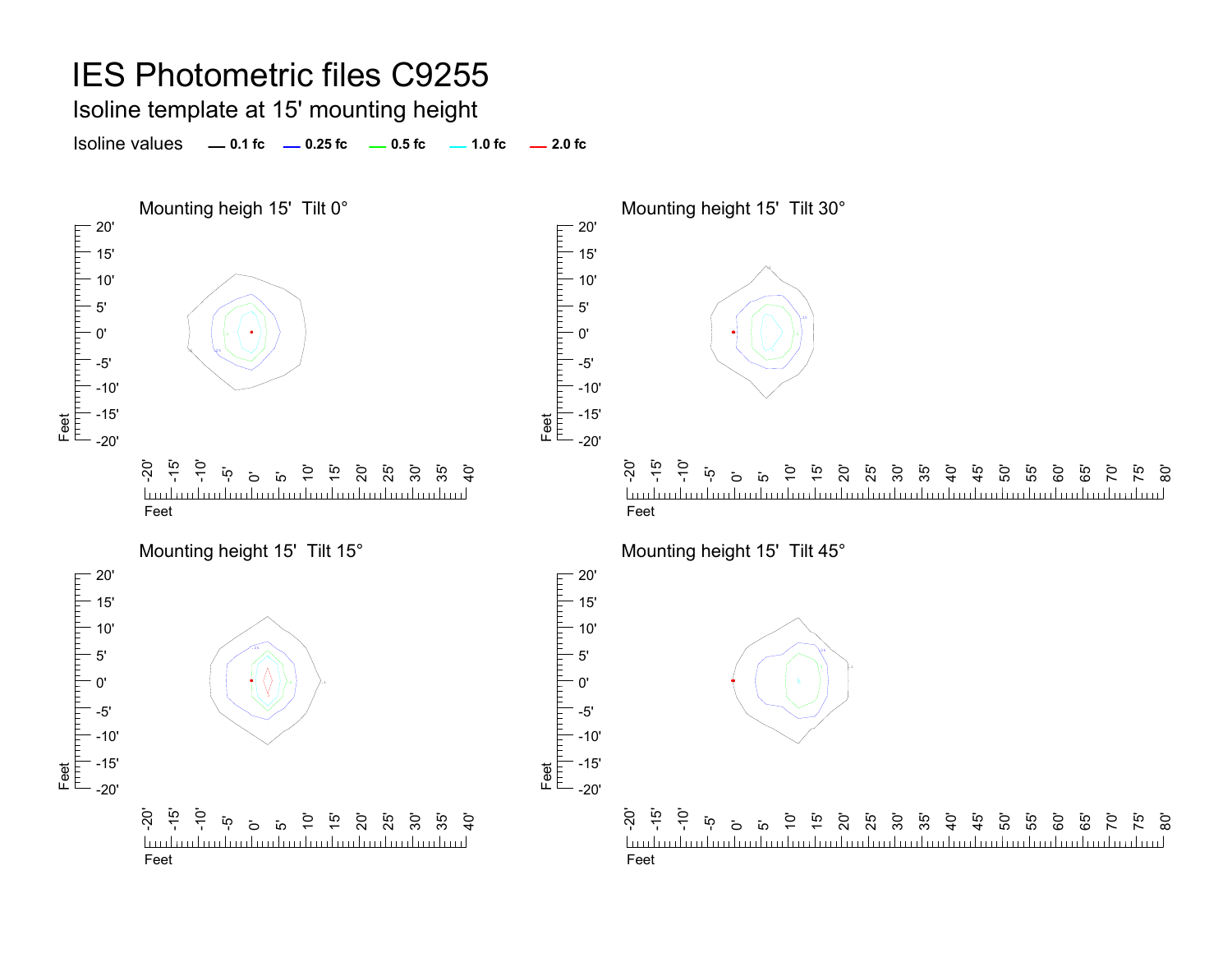# IES Photometric files C9255

## Isoline template at 15' mounting height

Isoline values — 0.1 fc — 0.25 fc — 0.5 fc — 1.0 fc — 2.0 fc

### Mounting heigh 15' Tilt 0°

### Mounting height 15' Tilt 30°

### Mounting height 15' Tilt 15°

### Mounting height 15' Tilt 45°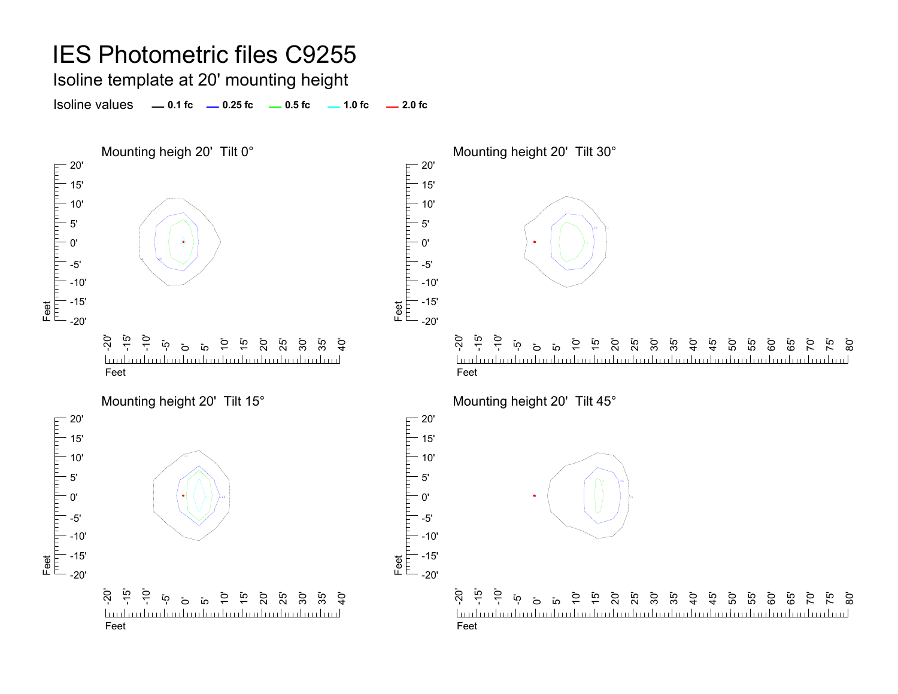# IES Photometric files C9255

## Isoline template at 20' mounting height

Isoline values — 0.1 fc — 0.25 fc — 0.5 fc — 1.0 fc — 2.0 fc

Mounting heigh 20' Tilt 0°

Mounting height 20' Tilt 30°

Mounting height 20' Tilt 15°

Mounting height 20' Tilt 45°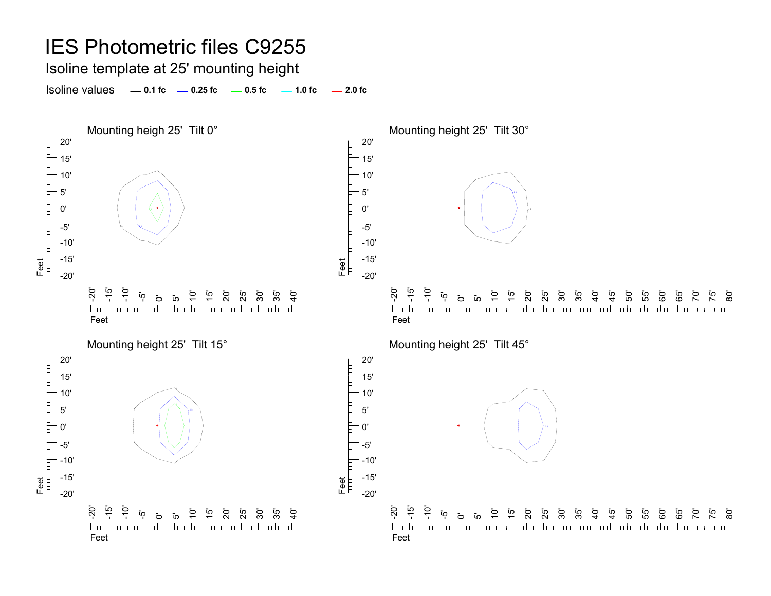# IES Photometric files C9255

## Isoline template at 25' mounting height

Isoline values — 0.1 fc — 0.25 fc — 0.5 fc — 1.0 fc — 2.0 fc

### Mounting heigh 25' Tilt 0°

### Mounting height 25' Tilt 30°

### Mounting height 25' Tilt 15°

### Mounting height 25' Tilt 45°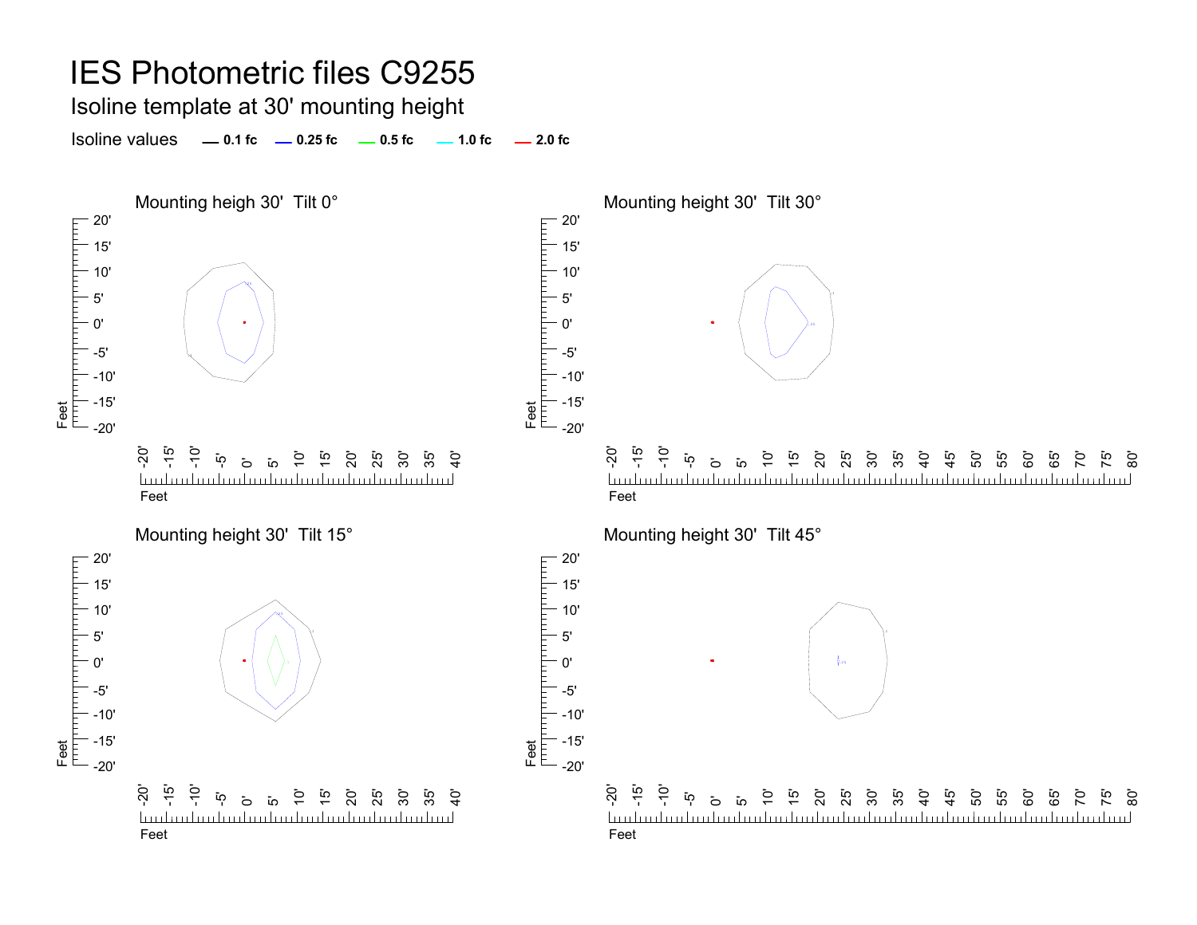# IES Photometric files C9255

## Isoline template at 30' mounting height

Isoline values — 0.1 fc — 0.25 fc — 0.5 fc — 1.0 fc — 2.0 fc

Mounting heigh 30' Tilt 0°

Mounting height 30' Tilt 30°

Mounting height 30' Tilt 15°

Mounting height 30' Tilt 45°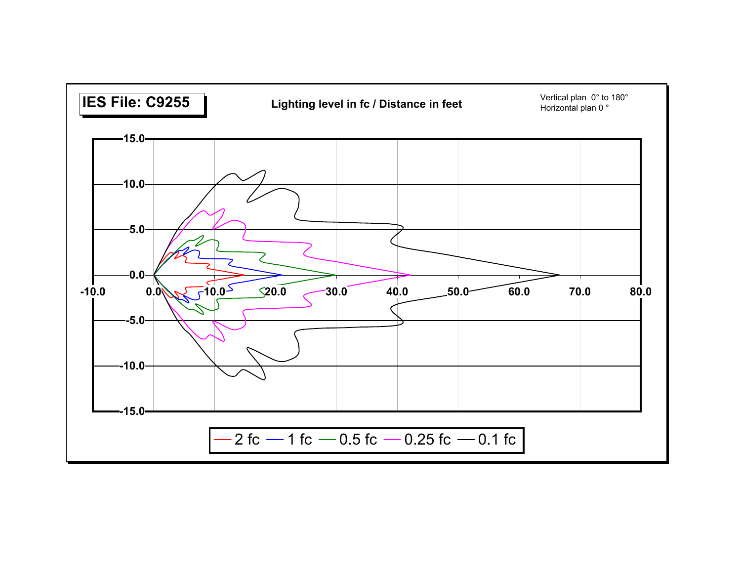IES File: C9255

Lighting level in fc / Distance in feet

Vertical plan 0° to 180°
Horizontal plan 0 °

15.0
10.0
5.0
0.0
-5.0
-10.0
-15.0

-10.0
0.0
10.0
20.0
30.0
40.0
50.0
60.0
70.0
80.0

2 fc
1 fc
0.5 fc
0.25 fc
0.1 fc